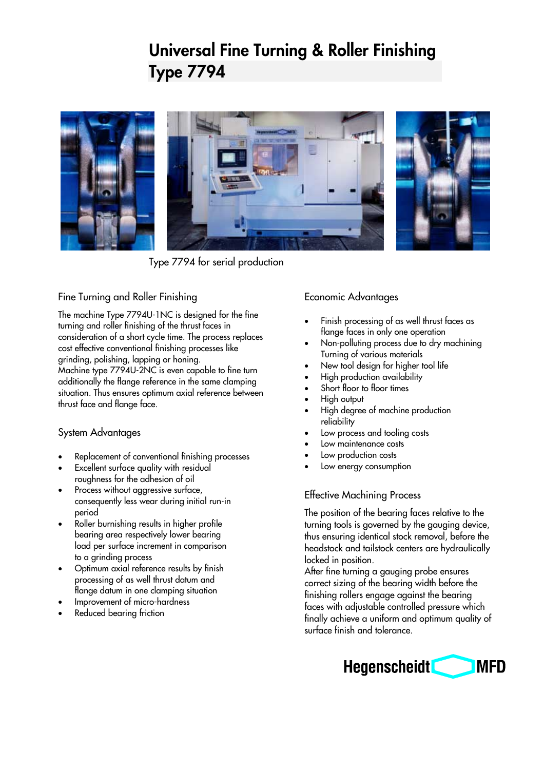# Universal Fine Turning & Roller Finishing Type 7794

Type 7794 for serial production

## Fine Turning and Roller Finishing

The machine Type 7794U-1NC is designed for the fine turning and roller finishing of the thrust faces in consideration of a short cycle time. The process replaces cost effective conventional finishing processes like grinding, polishing, lapping or honing.
Machine type 7794U-2NC is even capable to fine turn additionally the flange reference in the same clamping situation. Thus ensures optimum axial reference between thrust face and flange face.

## System Advantages

- Replacement of conventional finishing processes
- Excellent surface quality with residual roughness for the adhesion of oil
- Process without aggressive surface, consequently less wear during initial run-in period
- Roller burnishing results in higher profile bearing area respectively lower bearing load per surface increment in comparison to a grinding process
- Optimum axial reference results by finish processing of as well thrust datum and flange datum in one clamping situation
- Improvement of micro-hardness
- Reduced bearing friction

## Economic Advantages

- Finish processing of as well thrust faces as flange faces in only one operation
- Non-polluting process due to dry machining Turning of various materials
- New tool design for higher tool life
- High production availability
- Short floor to floor times
- High output
- High degree of machine production reliability
- Low process and tooling costs
- Low maintenance costs
- Low production costs
- Low energy consumption

## Effective Machining Process

The position of the bearing faces relative to the turning tools is governed by the gauging device, thus ensuring identical stock removal, before the headstock and tailstock centers are hydraulically locked in position.
After fine turning a gauging probe ensures correct sizing of the bearing width before the finishing rollers engage against the bearing faces with adjustable controlled pressure which finally achieve a uniform and optimum quality of surface finish and tolerance.

Hegenscheidt MFD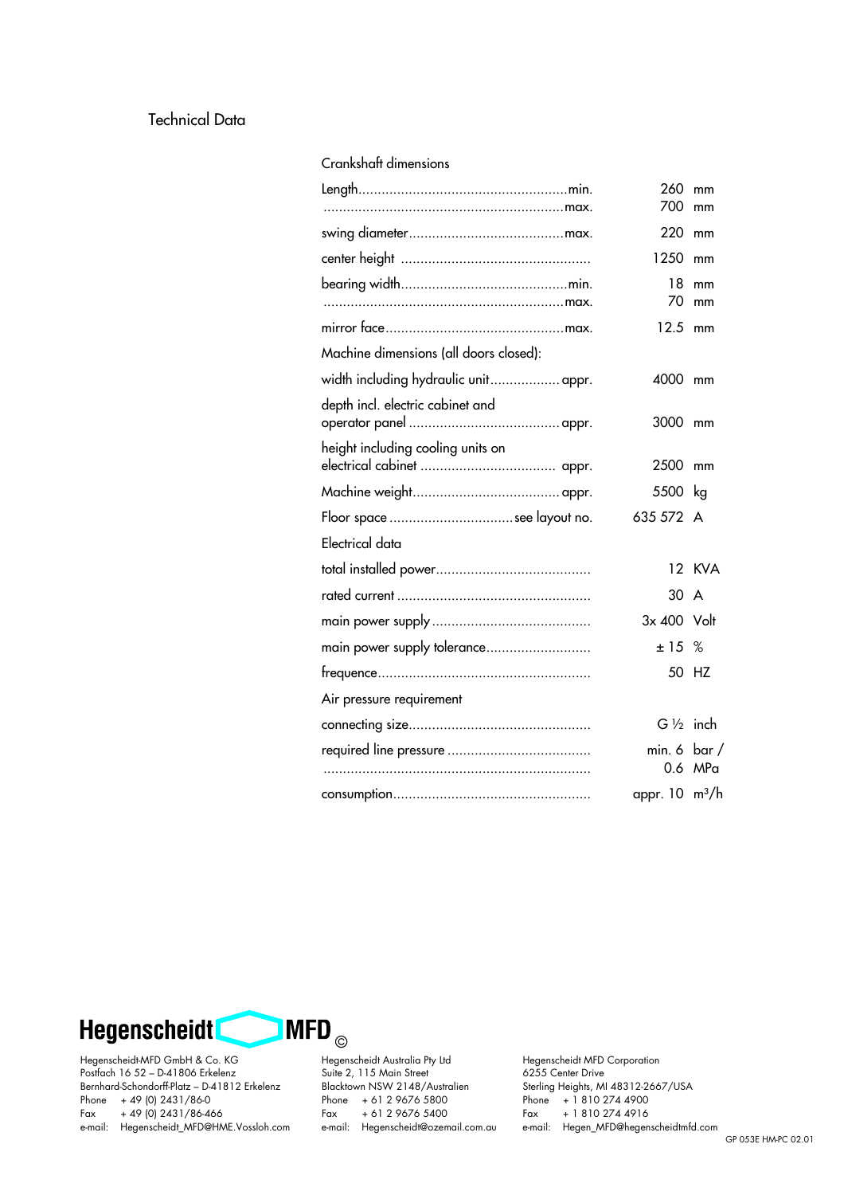## Technical Data

| | | |
|---|---|---|
| **Crankshaft dimensions** | | |
| Length....................................................min. | 260 | mm |
| .............................................................max. | 700 | mm |
| swing diameter.......................................max. | 220 | mm |
| center height ................................................ | 1250 | mm |
| bearing width..........................................min. | 18 | mm |
| .............................................................max. | 70 | mm |
| mirror face.............................................max. | 12.5 | mm |
| **Machine dimensions (all doors closed):** | | |
| width including hydraulic unit.................appr. | 4000 | mm |
| depth incl. electric cabinet and operator panel ......................................appr. | 3000 | mm |
| height including cooling units on electrical cabinet ................................... appr. | 2500 | mm |
| Machine weight.....................................appr. | 5500 | kg |
| Floor space ................................see layout no. | 635 572 | A |
| **Electrical data** | | |
| total installed power....................................... | 12 | KVA |
| rated current ................................................. | 30 | A |
| main power supply ........................................ | 3x 400 | Volt |
| main power supply tolerance.......................... | ± 15 | % |
| frequence..................................................... | 50 | HZ |
| **Air pressure requirement** | | |
| connecting size.............................................. | G ½ | inch |
| required line pressure .................................... | min. 6 | bar / |
| ................................................................... | 0.6 | MPa |
| consumption.................................................. | appr. 10 | m³/h |

**Hegenscheidt MFD** ©

Hegenscheidt-MFD GmbH & Co. KG
Postfach 16 52 – D-41806 Erkelenz
Bernhard-Schondorff-Platz – D-41812 Erkelenz
Phone + 49 (0) 2431/86-0
Fax + 49 (0) 2431/86-466
e-mail: Hegenscheidt_MFD@HME.Vossloh.com

Hegenscheidt Australia Pty Ltd
Suite 2, 115 Main Street
Blacktown NSW 2148/Australien
Phone + 61 2 9676 5800
Fax + 61 2 9676 5400
e-mail: Hegenscheidt@ozemail.com.au

Hegenscheidt MFD Corporation
6255 Center Drive
Sterling Heights, MI 48312-2667/USA
Phone + 1 810 274 4900
Fax + 1 810 274 4916
e-mail: Hegen_MFD@hegenscheidtmfd.com

GP 053E HM-PC 02.01